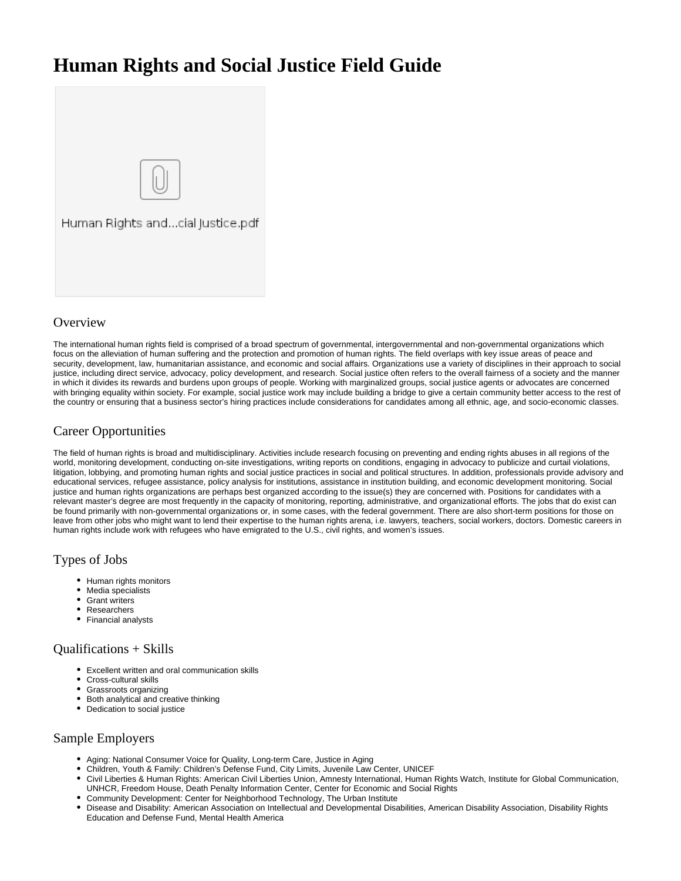# Human Rights and Social Justice Field Guide

Human Rights and...cial Justice.pdf

## Overview

The international human rights field is comprised of a broad spectrum of governmental, intergovernmental and non-governmental organizations which focus on the alleviation of human suffering and the protection and promotion of human rights. The field overlaps with key issue areas of peace and security, development, law, humanitarian assistance, and economic and social affairs. Organizations use a variety of disciplines in their approach to social justice, including direct service, advocacy, policy development, and research. Social justice often refers to the overall fairness of a society and the manner in which it divides its rewards and burdens upon groups of people. Working with marginalized groups, social justice agents or advocates are concerned with bringing equality within society. For example, social justice work may include building a bridge to give a certain community better access to the rest of the country or ensuring that a business sector's hiring practices include considerations for candidates among all ethnic, age, and socio-economic classes.

## Career Opportunities

The field of human rights is broad and multidisciplinary. Activities include research focusing on preventing and ending rights abuses in all regions of the world, monitoring development, conducting on-site investigations, writing reports on conditions, engaging in advocacy to publicize and curtail violations, litigation, lobbying, and promoting human rights and social justice practices in social and political structures. In addition, professionals provide advisory and educational services, refugee assistance, policy analysis for institutions, assistance in institution building, and economic development monitoring. Social justice and human rights organizations are perhaps best organized according to the issue(s) they are concerned with. Positions for candidates with a relevant master's degree are most frequently in the capacity of monitoring, reporting, administrative, and organizational efforts. The jobs that do exist can be found primarily with non-governmental organizations or, in some cases, with the federal government. There are also short-term positions for those on leave from other jobs who might want to lend their expertise to the human rights arena, i.e. lawyers, teachers, social workers, doctors. Domestic careers in human rights include work with refugees who have emigrated to the U.S., civil rights, and women's issues.

## Types of Jobs

- Human rights monitors
- Media specialists
- Grant writers
- Researchers
- Financial analysts

## Qualifications + Skills

- Excellent written and oral communication skills
- Cross-cultural skills
- Grassroots organizing
- Both analytical and creative thinking
- Dedication to social justice

## Sample Employers

- Aging: National Consumer Voice for Quality, Long-term Care, Justice in Aging
- Children, Youth & Family: Children's Defense Fund, City Limits, Juvenile Law Center, UNICEF
- Civil Liberties & Human Rights: American Civil Liberties Union, Amnesty International, Human Rights Watch, Institute for Global Communication, UNHCR, Freedom House, Death Penalty Information Center, Center for Economic and Social Rights
- Community Development: Center for Neighborhood Technology, The Urban Institute
- Disease and Disability: American Association on Intellectual and Developmental Disabilities, American Disability Association, Disability Rights Education and Defense Fund, Mental Health America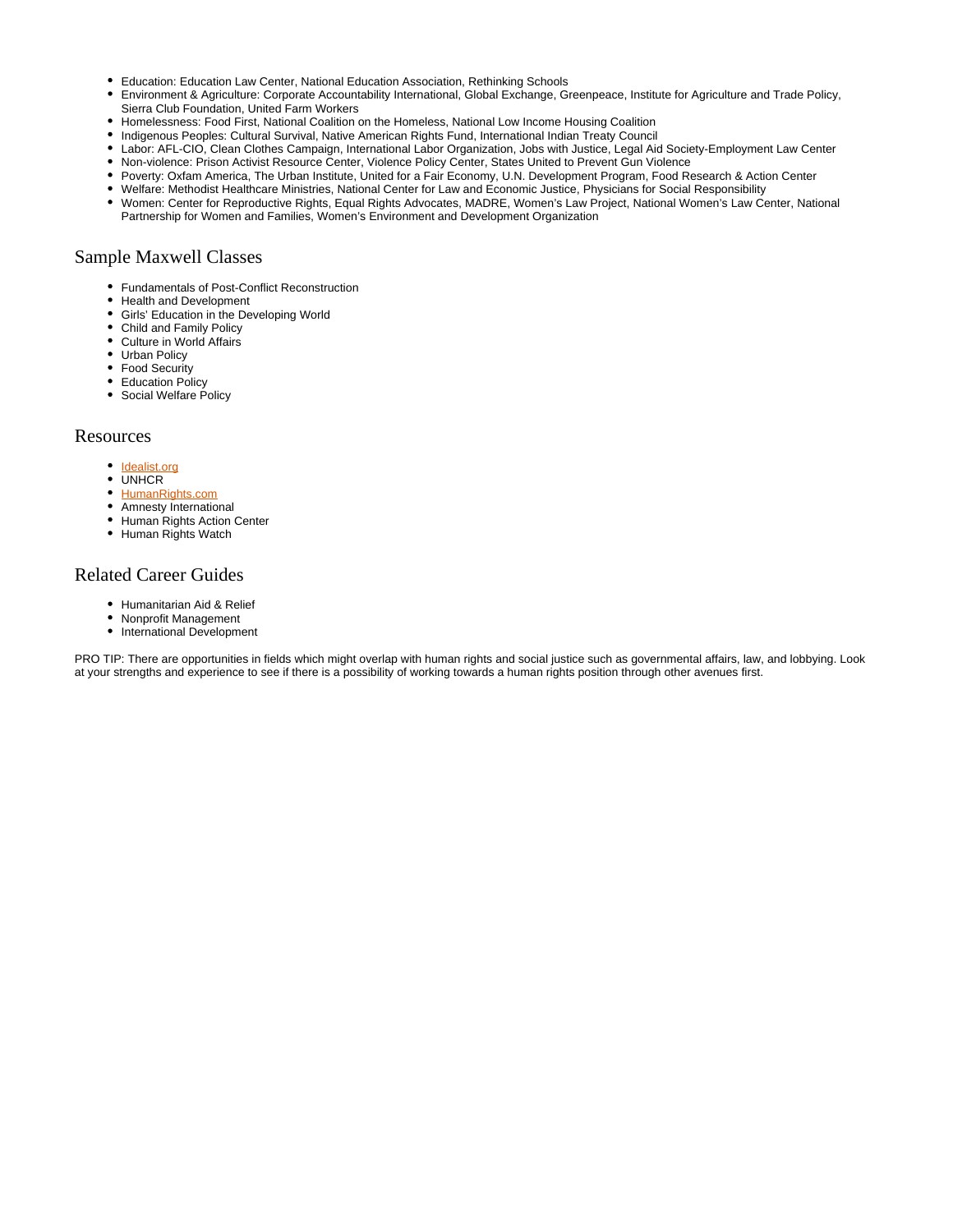- Education: Education Law Center, National Education Association, Rethinking Schools
- Environment & Agriculture: Corporate Accountability International, Global Exchange, Greenpeace, Institute for Agriculture and Trade Policy, Sierra Club Foundation, United Farm Workers
- Homelessness: Food First, National Coalition on the Homeless, National Low Income Housing Coalition
- Indigenous Peoples: Cultural Survival, Native American Rights Fund, International Indian Treaty Council
- Labor: AFL-CIO, Clean Clothes Campaign, International Labor Organization, Jobs with Justice, Legal Aid Society-Employment Law Center
- Non-violence: Prison Activist Resource Center, Violence Policy Center, States United to Prevent Gun Violence
- Poverty: Oxfam America, The Urban Institute, United for a Fair Economy, U.N. Development Program, Food Research & Action Center
- Welfare: Methodist Healthcare Ministries, National Center for Law and Economic Justice, Physicians for Social Responsibility
- Women: Center for Reproductive Rights, Equal Rights Advocates, MADRE, Women's Law Project, National Women's Law Center, National Partnership for Women and Families, Women's Environment and Development Organization

## Sample Maxwell Classes

- Fundamentals of Post-Conflict Reconstruction
- Health and Development
- Girls' Education in the Developing World
- Child and Family Policy
- Culture in World Affairs
- Urban Policy
- Food Security
- Education Policy
- Social Welfare Policy

## Resources

- Idealist.org
- UNHCR
- HumanRights.com
- Amnesty International
- Human Rights Action Center
- Human Rights Watch

## Related Career Guides

- Humanitarian Aid & Relief
- Nonprofit Management
- International Development

PRO TIP: There are opportunities in fields which might overlap with human rights and social justice such as governmental affairs, law, and lobbying. Look at your strengths and experience to see if there is a possibility of working towards a human rights position through other avenues first.